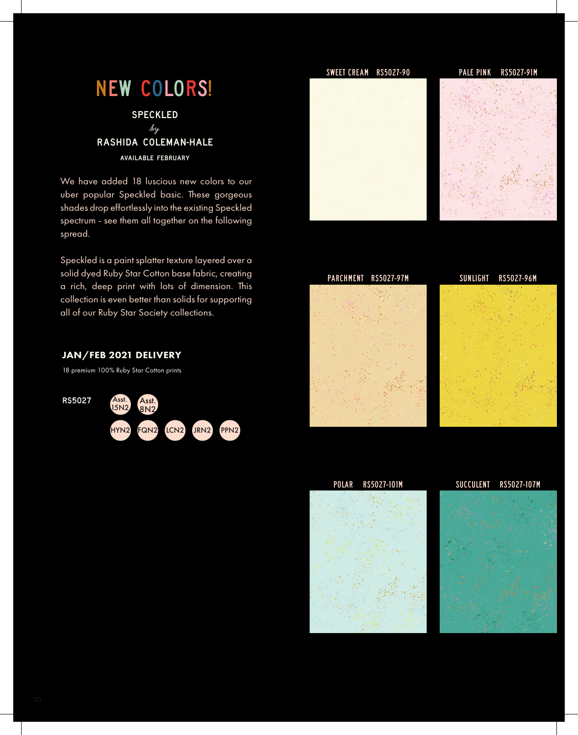# NEW COLORS!

**SPECKLED**

*by*

**RASHIDA COLEMAN-HALE**

AVAILABLE FEBRUARY

We have added 18 luscious new colors to our uber popular Speckled basic. These gorgeous shades drop effortlessly into the existing Speckled spectrum - see them all together on the following spread.

Speckled is a paint splatter texture layered over a solid dyed Ruby Star Cotton base fabric, creating a rich, deep print with lots of dimension. This collection is even better than solids for supporting all of our Ruby Star Society collections.

## JAN/FEB 2021 DELIVERY

18 premium 100% Ruby Star Cotton prints

**RS5027** Asst. 15N2 · Asst. 8N2

HYN2 · FQN2 · LCN2 · JRN2 · PPN2

SWEET CREAM RS5027-90

PALE PINK RS5027-91M

PARCHMENT RS5027-97M

SUNLIGHT RS5027-96M

POLAR RS5027-101M

SUCCULENT RS5027-107M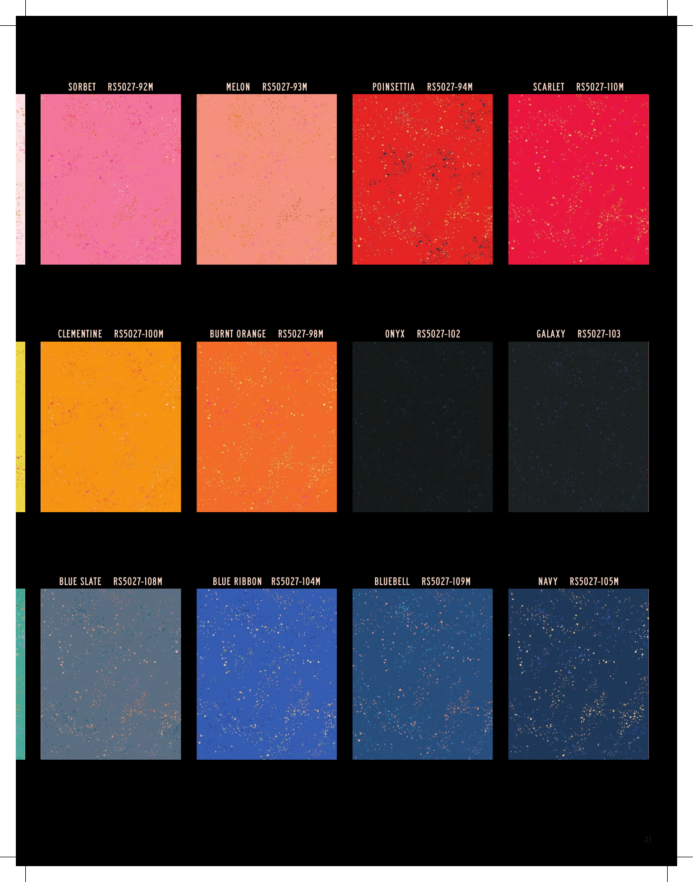SORBET RS5027-92M

MELON RS5027-93M

POINSETTIA RS5027-94M

SCARLET RS5027-110M

CLEMENTINE RS5027-100M

BURNT ORANGE RS5027-98M

ONYX RS5027-102

GALAXY RS5027-103

BLUE SLATE RS5027-108M

BLUE RIBBON RS5027-104M

BLUEBELL RS5027-109M

NAVY RS5027-105M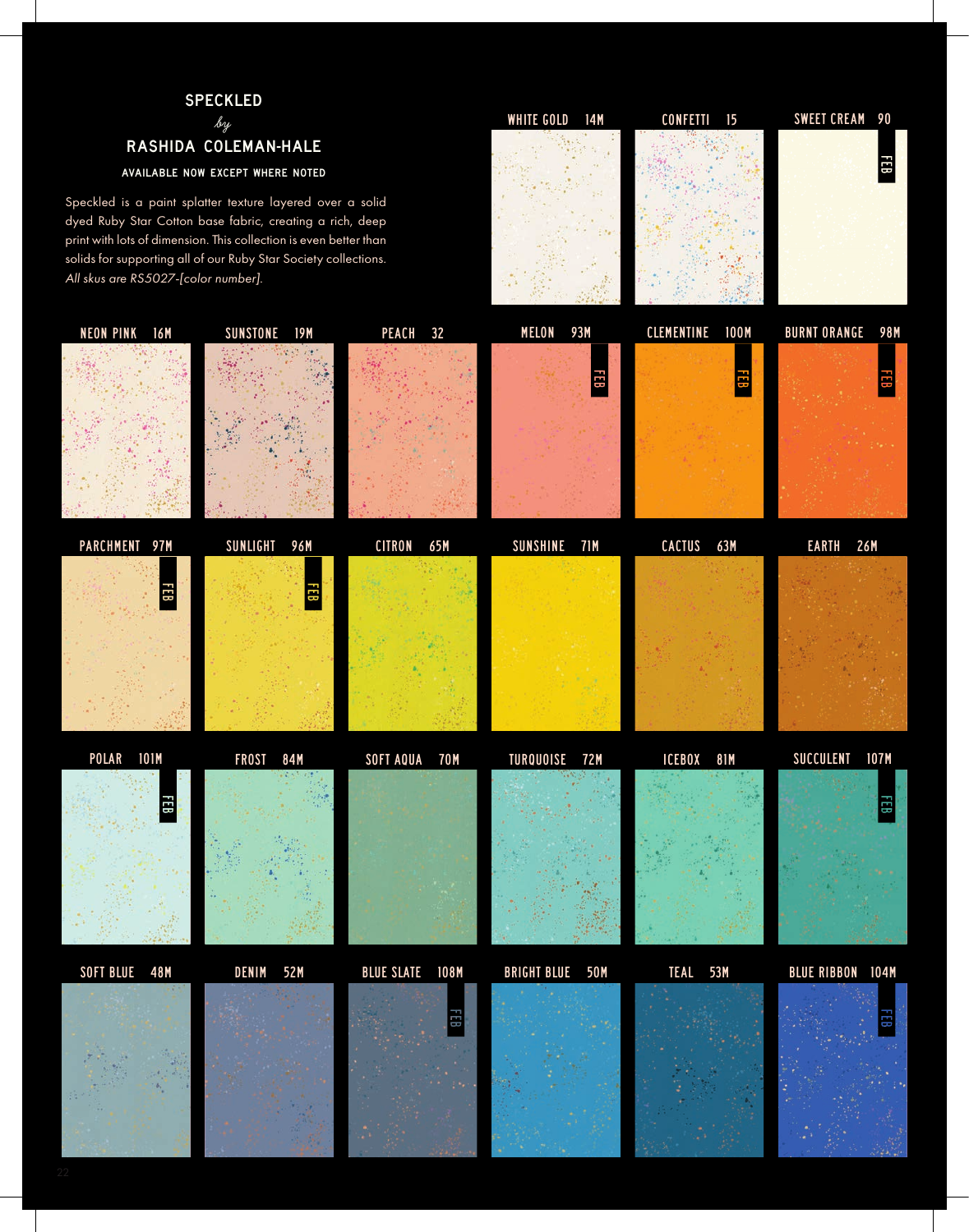# SPECKLED

*by*

## RASHIDA COLEMAN-HALE

**AVAILABLE NOW EXCEPT WHERE NOTED**

Speckled is a paint splatter texture layered over a solid dyed Ruby Star Cotton base fabric, creating a rich, deep print with lots of dimension. This collection is even better than solids for supporting all of our Ruby Star Society collections. *All skus are RS5027-[color number].*

WHITE GOLD 14M

CONFETTI 15

SWEET CREAM 90 FEB

NEON PINK 16M

SUNSTONE 19M

PEACH 32

MELON 93M FEB

CLEMENTINE 100M FEB

BURNT ORANGE 98M FEB

PARCHMENT 97M FEB

SUNLIGHT 96M FEB

CITRON 65M

SUNSHINE 71M

CACTUS 63M

EARTH 26M

POLAR 101M FEB

FROST 84M

SOFT AQUA 70M

TURQUOISE 72M

ICEBOX 81M

SUCCULENT 107M FEB

SOFT BLUE 48M

DENIM 52M

BLUE SLATE 108M FEB

BRIGHT BLUE 50M

TEAL 53M

BLUE RIBBON 104M FEB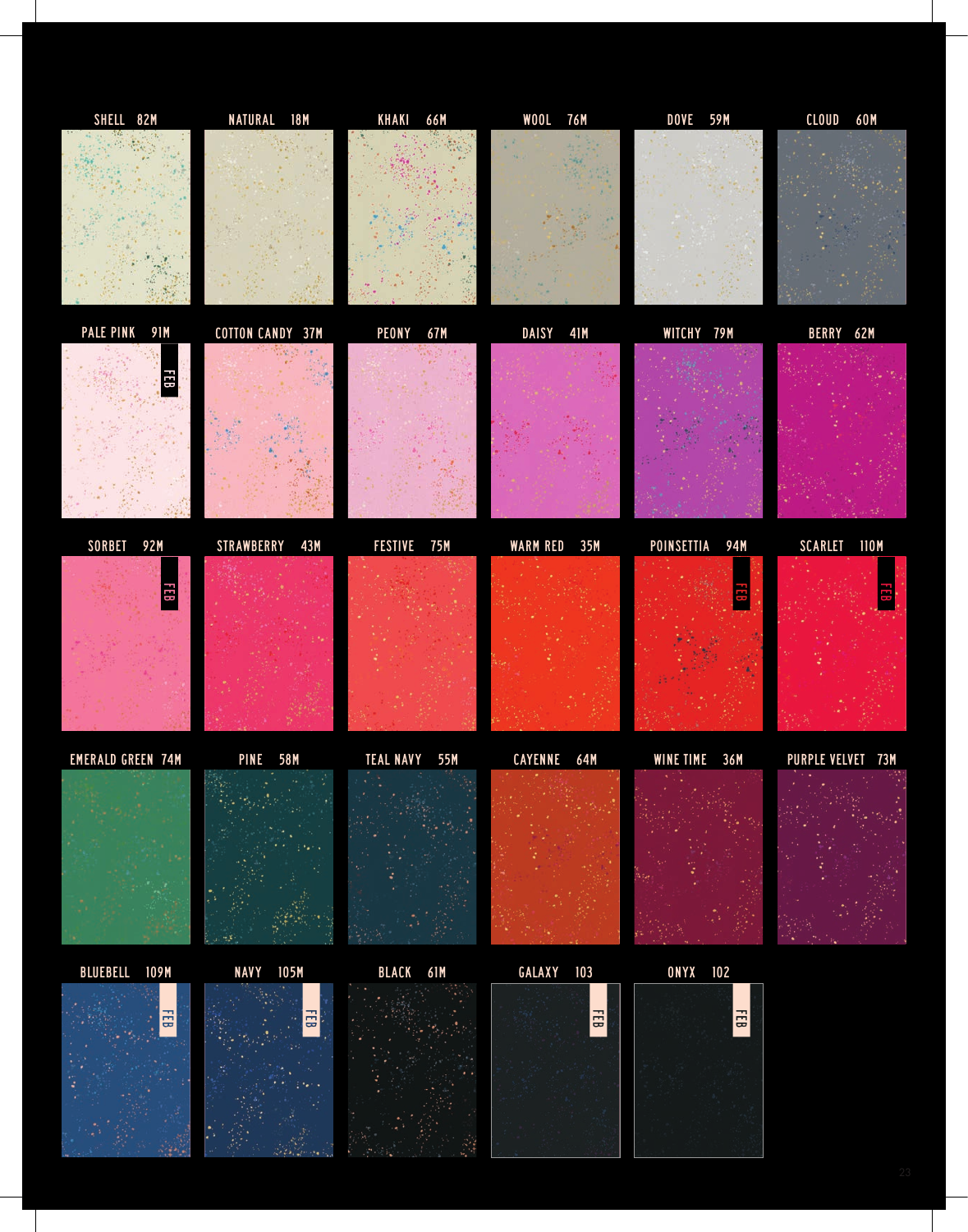SHELL 82M

NATURAL 18M

KHAKI 66M

WOOL 76M

DOVE 59M

CLOUD 60M

PALE PINK 91M

FEB

COTTON CANDY 37M

PEONY 67M

DAISY 41M

WITCHY 79M

BERRY 62M

SORBET 92M

FEB

STRAWBERRY 43M

FESTIVE 75M

WARM RED 35M

POINSETTIA 94M

FEB

SCARLET 110M

FEB

EMERALD GREEN 74M

PINE 58M

TEAL NAVY 55M

CAYENNE 64M

WINE TIME 36M

PURPLE VELVET 73M

BLUEBELL 109M

FEB

NAVY 105M

FEB

BLACK 61M

GALAXY 103

FEB

ONYX 102

FEB